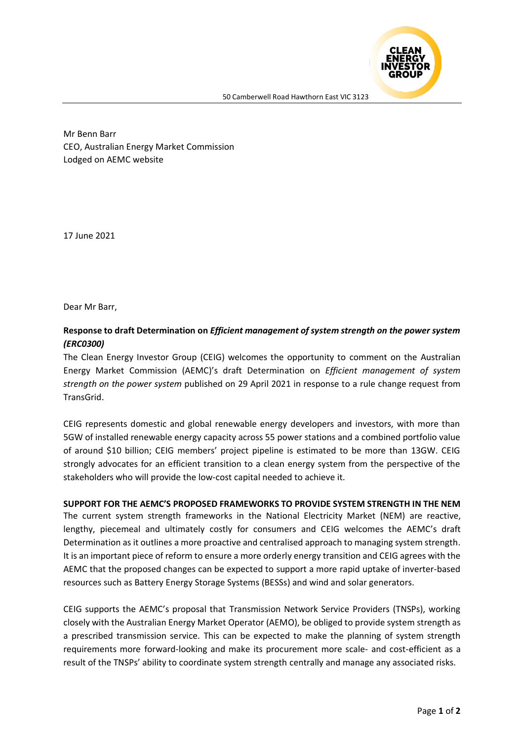50 Camberwell Road Hawthorn East VIC 3123

Mr Benn Barr
CEO, Australian Energy Market Commission
Lodged on AEMC website

17 June 2021

Dear Mr Barr,

**Response to draft Determination on *Efficient management of system strength on the power system (ERC0300)***

The Clean Energy Investor Group (CEIG) welcomes the opportunity to comment on the Australian Energy Market Commission (AEMC)'s draft Determination on *Efficient management of system strength on the power system* published on 29 April 2021 in response to a rule change request from TransGrid.

CEIG represents domestic and global renewable energy developers and investors, with more than 5GW of installed renewable energy capacity across 55 power stations and a combined portfolio value of around $10 billion; CEIG members' project pipeline is estimated to be more than 13GW. CEIG strongly advocates for an efficient transition to a clean energy system from the perspective of the stakeholders who will provide the low-cost capital needed to achieve it.

**SUPPORT FOR THE AEMC'S PROPOSED FRAMEWORKS TO PROVIDE SYSTEM STRENGTH IN THE NEM**

The current system strength frameworks in the National Electricity Market (NEM) are reactive, lengthy, piecemeal and ultimately costly for consumers and CEIG welcomes the AEMC's draft Determination as it outlines a more proactive and centralised approach to managing system strength. It is an important piece of reform to ensure a more orderly energy transition and CEIG agrees with the AEMC that the proposed changes can be expected to support a more rapid uptake of inverter-based resources such as Battery Energy Storage Systems (BESSs) and wind and solar generators.

CEIG supports the AEMC's proposal that Transmission Network Service Providers (TNSPs), working closely with the Australian Energy Market Operator (AEMO), be obliged to provide system strength as a prescribed transmission service. This can be expected to make the planning of system strength requirements more forward-looking and make its procurement more scale- and cost-efficient as a result of the TNSPs' ability to coordinate system strength centrally and manage any associated risks.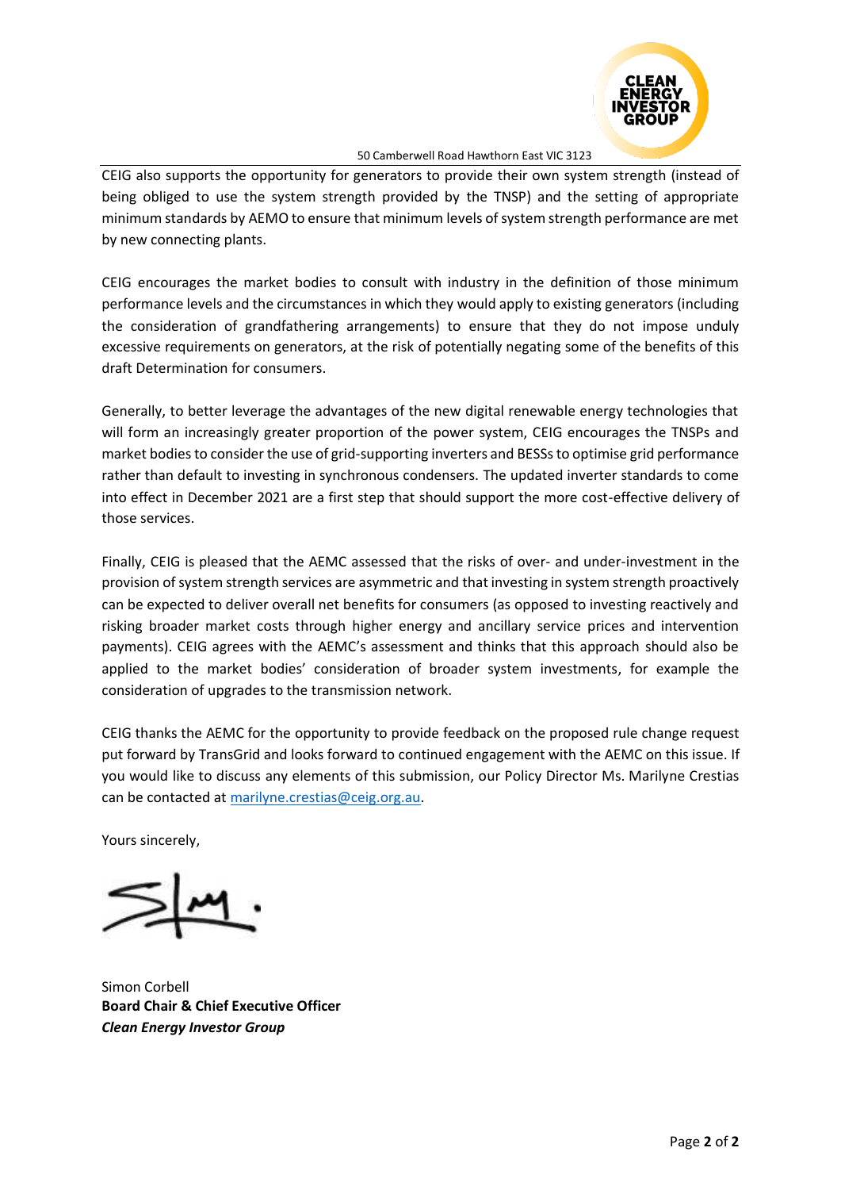CEIG also supports the opportunity for generators to provide their own system strength (instead of being obliged to use the system strength provided by the TNSP) and the setting of appropriate minimum standards by AEMO to ensure that minimum levels of system strength performance are met by new connecting plants.

CEIG encourages the market bodies to consult with industry in the definition of those minimum performance levels and the circumstances in which they would apply to existing generators (including the consideration of grandfathering arrangements) to ensure that they do not impose unduly excessive requirements on generators, at the risk of potentially negating some of the benefits of this draft Determination for consumers.

Generally, to better leverage the advantages of the new digital renewable energy technologies that will form an increasingly greater proportion of the power system, CEIG encourages the TNSPs and market bodies to consider the use of grid-supporting inverters and BESSs to optimise grid performance rather than default to investing in synchronous condensers. The updated inverter standards to come into effect in December 2021 are a first step that should support the more cost-effective delivery of those services.

Finally, CEIG is pleased that the AEMC assessed that the risks of over- and under-investment in the provision of system strength services are asymmetric and that investing in system strength proactively can be expected to deliver overall net benefits for consumers (as opposed to investing reactively and risking broader market costs through higher energy and ancillary service prices and intervention payments). CEIG agrees with the AEMC's assessment and thinks that this approach should also be applied to the market bodies' consideration of broader system investments, for example the consideration of upgrades to the transmission network.

CEIG thanks the AEMC for the opportunity to provide feedback on the proposed rule change request put forward by TransGrid and looks forward to continued engagement with the AEMC on this issue. If you would like to discuss any elements of this submission, our Policy Director Ms. Marilyne Crestias can be contacted at marilyne.crestias@ceig.org.au.

Yours sincerely,

Simon Corbell
**Board Chair & Chief Executive Officer**
***Clean Energy Investor Group***